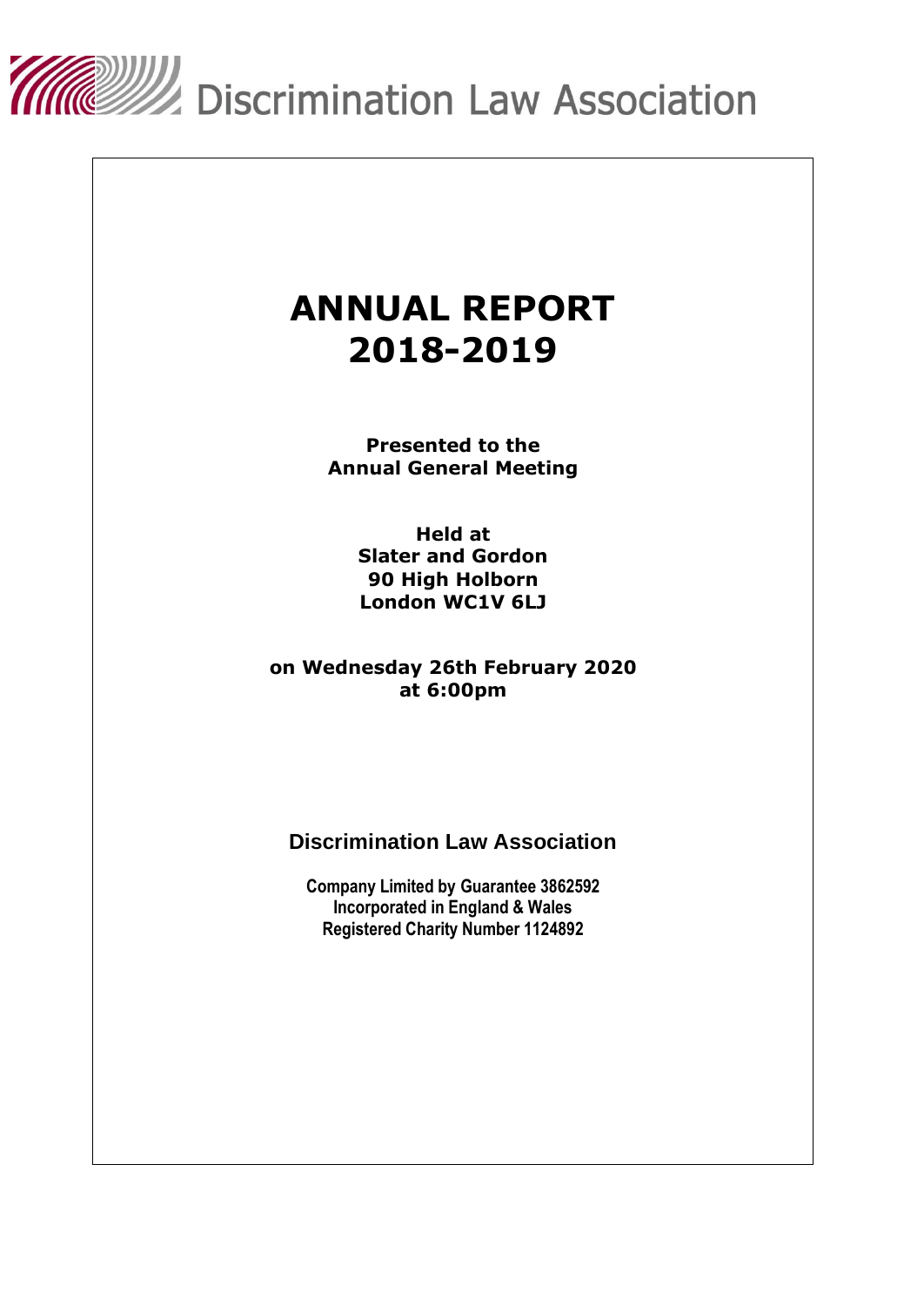Discrimination Law Association

# ANNUAL REPORT 2018-2019

**Presented to the Annual General Meeting**

**Held at**
**Slater and Gordon**
**90 High Holborn**
**London WC1V 6LJ**

**on Wednesday 26th February 2020**
**at 6:00pm**

## Discrimination Law Association

**Company Limited by Guarantee 3862592**
**Incorporated in England & Wales**
**Registered Charity Number 1124892**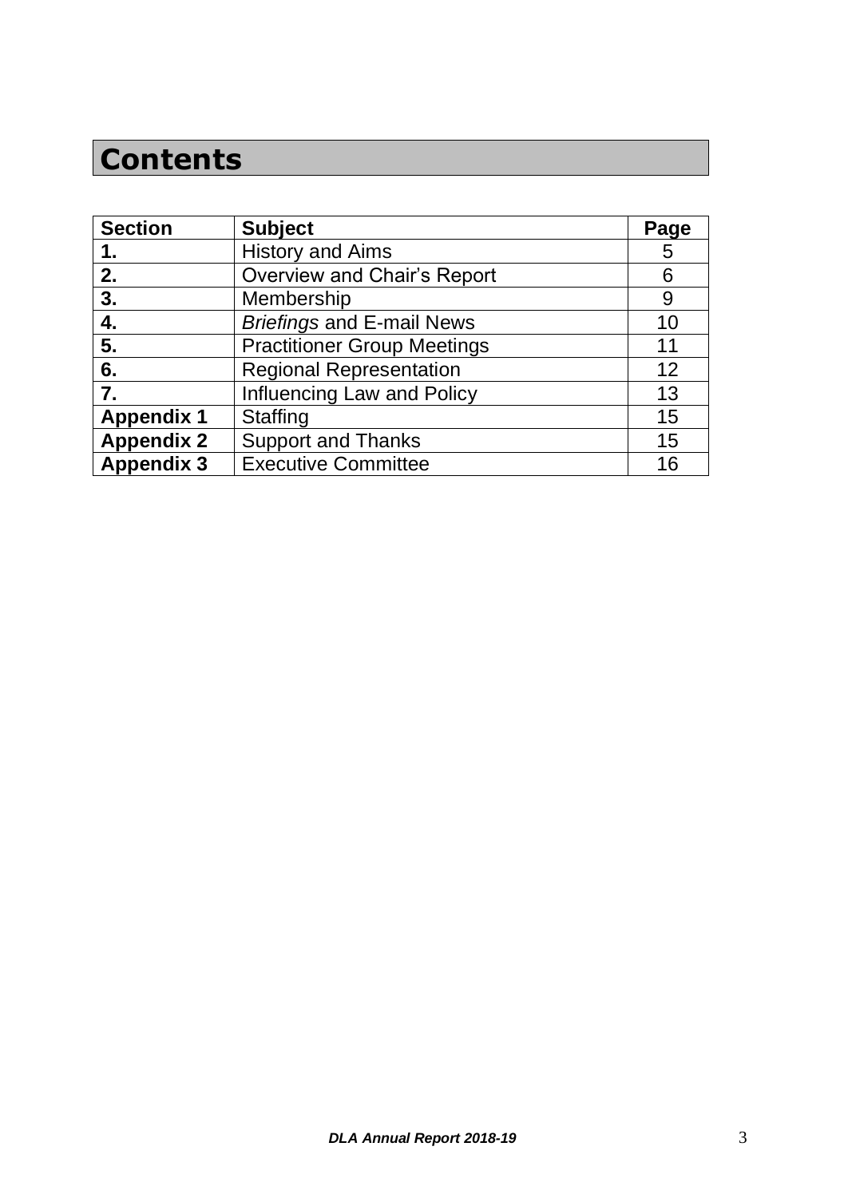# Contents

| Section | Subject | Page |
|---|---|---|
| **1.** | History and Aims | 5 |
| **2.** | Overview and Chair's Report | 6 |
| **3.** | Membership | 9 |
| **4.** | *Briefings* and E-mail News | 10 |
| **5.** | Practitioner Group Meetings | 11 |
| **6.** | Regional Representation | 12 |
| **7.** | Influencing Law and Policy | 13 |
| **Appendix 1** | Staffing | 15 |
| **Appendix 2** | Support and Thanks | 15 |
| **Appendix 3** | Executive Committee | 16 |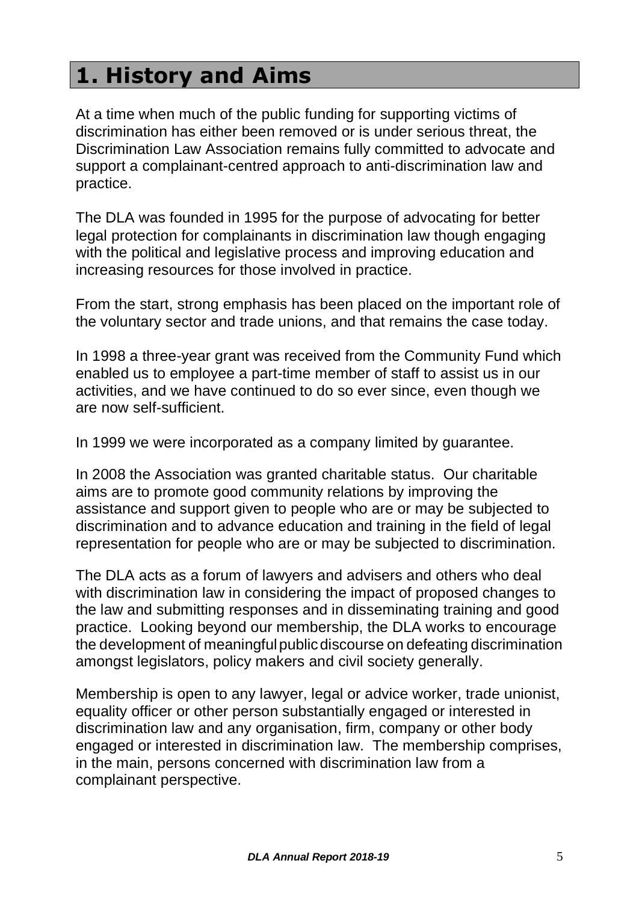# 1. History and Aims

At a time when much of the public funding for supporting victims of discrimination has either been removed or is under serious threat, the Discrimination Law Association remains fully committed to advocate and support a complainant-centred approach to anti-discrimination law and practice.

The DLA was founded in 1995 for the purpose of advocating for better legal protection for complainants in discrimination law though engaging with the political and legislative process and improving education and increasing resources for those involved in practice.

From the start, strong emphasis has been placed on the important role of the voluntary sector and trade unions, and that remains the case today.

In 1998 a three-year grant was received from the Community Fund which enabled us to employee a part-time member of staff to assist us in our activities, and we have continued to do so ever since, even though we are now self-sufficient.

In 1999 we were incorporated as a company limited by guarantee.

In 2008 the Association was granted charitable status. Our charitable aims are to promote good community relations by improving the assistance and support given to people who are or may be subjected to discrimination and to advance education and training in the field of legal representation for people who are or may be subjected to discrimination.

The DLA acts as a forum of lawyers and advisers and others who deal with discrimination law in considering the impact of proposed changes to the law and submitting responses and in disseminating training and good practice. Looking beyond our membership, the DLA works to encourage the development of meaningful public discourse on defeating discrimination amongst legislators, policy makers and civil society generally.

Membership is open to any lawyer, legal or advice worker, trade unionist, equality officer or other person substantially engaged or interested in discrimination law and any organisation, firm, company or other body engaged or interested in discrimination law. The membership comprises, in the main, persons concerned with discrimination law from a complainant perspective.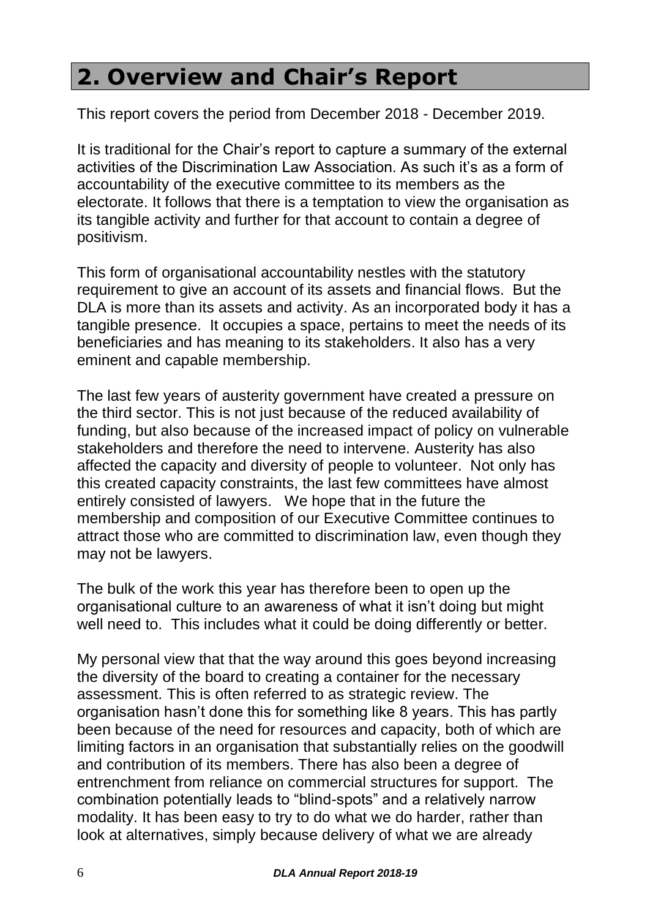## 2. Overview and Chair's Report

This report covers the period from December 2018 - December 2019.

It is traditional for the Chair's report to capture a summary of the external activities of the Discrimination Law Association. As such it's as a form of accountability of the executive committee to its members as the electorate. It follows that there is a temptation to view the organisation as its tangible activity and further for that account to contain a degree of positivism.

This form of organisational accountability nestles with the statutory requirement to give an account of its assets and financial flows. But the DLA is more than its assets and activity. As an incorporated body it has a tangible presence. It occupies a space, pertains to meet the needs of its beneficiaries and has meaning to its stakeholders. It also has a very eminent and capable membership.

The last few years of austerity government have created a pressure on the third sector. This is not just because of the reduced availability of funding, but also because of the increased impact of policy on vulnerable stakeholders and therefore the need to intervene. Austerity has also affected the capacity and diversity of people to volunteer. Not only has this created capacity constraints, the last few committees have almost entirely consisted of lawyers. We hope that in the future the membership and composition of our Executive Committee continues to attract those who are committed to discrimination law, even though they may not be lawyers.

The bulk of the work this year has therefore been to open up the organisational culture to an awareness of what it isn't doing but might well need to. This includes what it could be doing differently or better.

My personal view that that the way around this goes beyond increasing the diversity of the board to creating a container for the necessary assessment. This is often referred to as strategic review. The organisation hasn't done this for something like 8 years. This has partly been because of the need for resources and capacity, both of which are limiting factors in an organisation that substantially relies on the goodwill and contribution of its members. There has also been a degree of entrenchment from reliance on commercial structures for support. The combination potentially leads to "blind-spots" and a relatively narrow modality. It has been easy to try to do what we do harder, rather than look at alternatives, simply because delivery of what we are already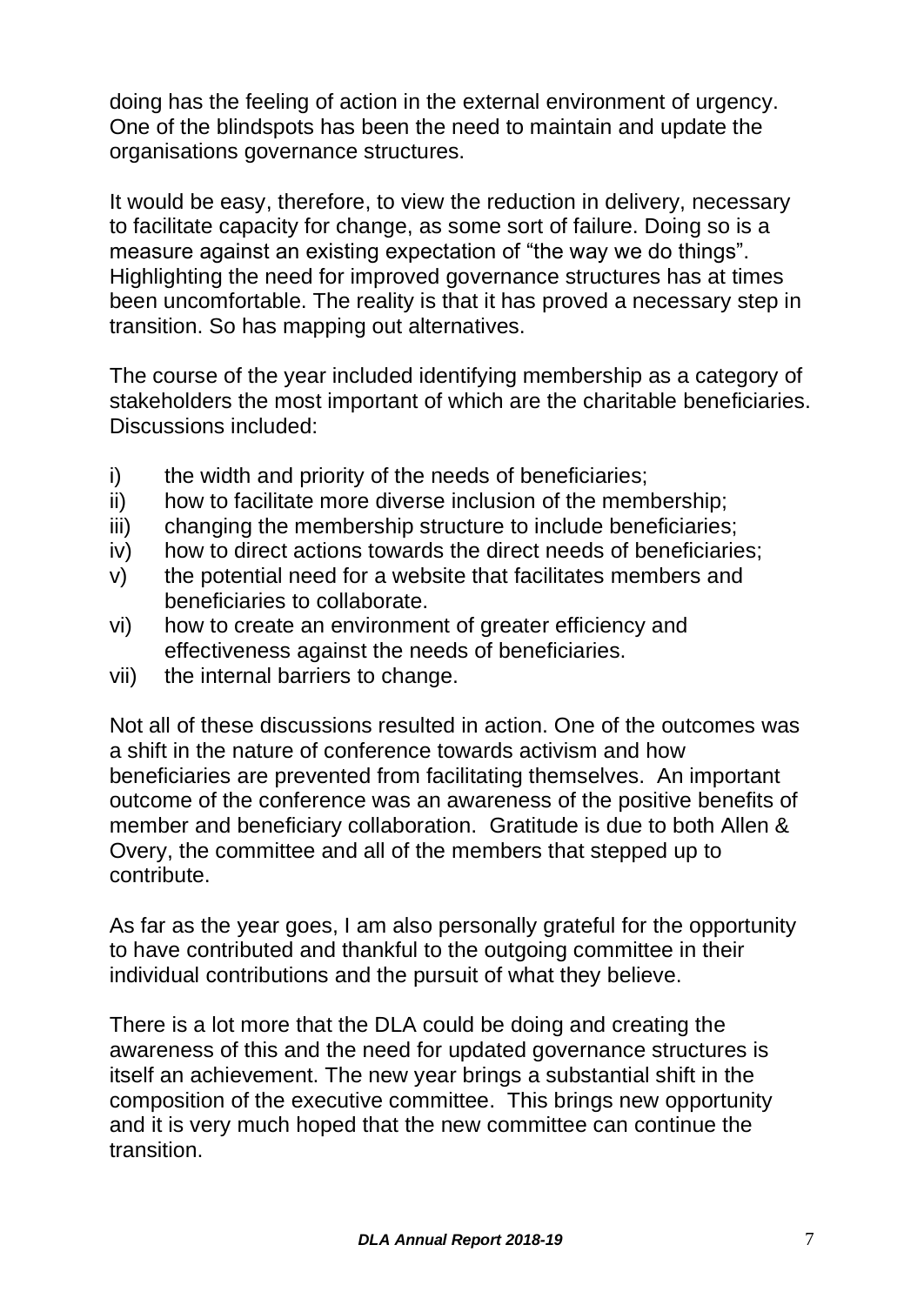doing has the feeling of action in the external environment of urgency. One of the blindspots has been the need to maintain and update the organisations governance structures.

It would be easy, therefore, to view the reduction in delivery, necessary to facilitate capacity for change, as some sort of failure. Doing so is a measure against an existing expectation of "the way we do things". Highlighting the need for improved governance structures has at times been uncomfortable. The reality is that it has proved a necessary step in transition. So has mapping out alternatives.

The course of the year included identifying membership as a category of stakeholders the most important of which are the charitable beneficiaries. Discussions included:

i) the width and priority of the needs of beneficiaries;
ii) how to facilitate more diverse inclusion of the membership;
iii) changing the membership structure to include beneficiaries;
iv) how to direct actions towards the direct needs of beneficiaries;
v) the potential need for a website that facilitates members and beneficiaries to collaborate.
vi) how to create an environment of greater efficiency and effectiveness against the needs of beneficiaries.
vii) the internal barriers to change.

Not all of these discussions resulted in action. One of the outcomes was a shift in the nature of conference towards activism and how beneficiaries are prevented from facilitating themselves. An important outcome of the conference was an awareness of the positive benefits of member and beneficiary collaboration. Gratitude is due to both Allen & Overy, the committee and all of the members that stepped up to contribute.

As far as the year goes, I am also personally grateful for the opportunity to have contributed and thankful to the outgoing committee in their individual contributions and the pursuit of what they believe.

There is a lot more that the DLA could be doing and creating the awareness of this and the need for updated governance structures is itself an achievement. The new year brings a substantial shift in the composition of the executive committee. This brings new opportunity and it is very much hoped that the new committee can continue the transition.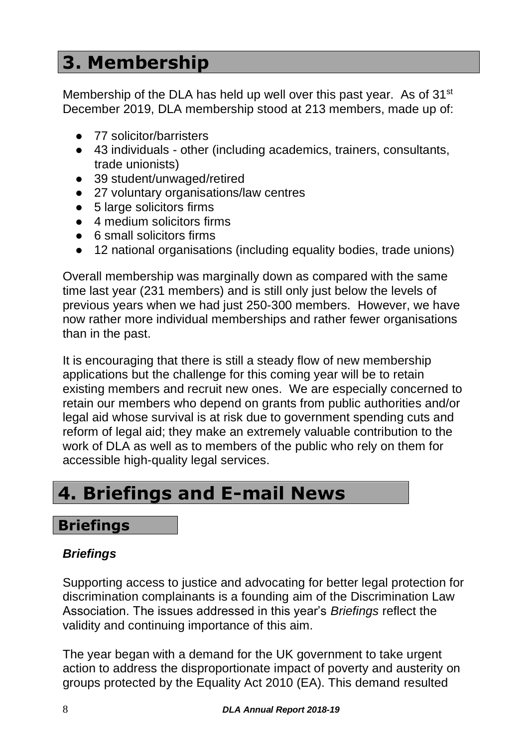# 3. Membership

Membership of the DLA has held up well over this past year. As of 31st December 2019, DLA membership stood at 213 members, made up of:

- 77 solicitor/barristers
- 43 individuals - other (including academics, trainers, consultants, trade unionists)
- 39 student/unwaged/retired
- 27 voluntary organisations/law centres
- 5 large solicitors firms
- 4 medium solicitors firms
- 6 small solicitors firms
- 12 national organisations (including equality bodies, trade unions)

Overall membership was marginally down as compared with the same time last year (231 members) and is still only just below the levels of previous years when we had just 250-300 members. However, we have now rather more individual memberships and rather fewer organisations than in the past.

It is encouraging that there is still a steady flow of new membership applications but the challenge for this coming year will be to retain existing members and recruit new ones. We are especially concerned to retain our members who depend on grants from public authorities and/or legal aid whose survival is at risk due to government spending cuts and reform of legal aid; they make an extremely valuable contribution to the work of DLA as well as to members of the public who rely on them for accessible high-quality legal services.

# 4. Briefings and E-mail News

## Briefings

### *Briefings*

Supporting access to justice and advocating for better legal protection for discrimination complainants is a founding aim of the Discrimination Law Association. The issues addressed in this year's *Briefings* reflect the validity and continuing importance of this aim.

The year began with a demand for the UK government to take urgent action to address the disproportionate impact of poverty and austerity on groups protected by the Equality Act 2010 (EA). This demand resulted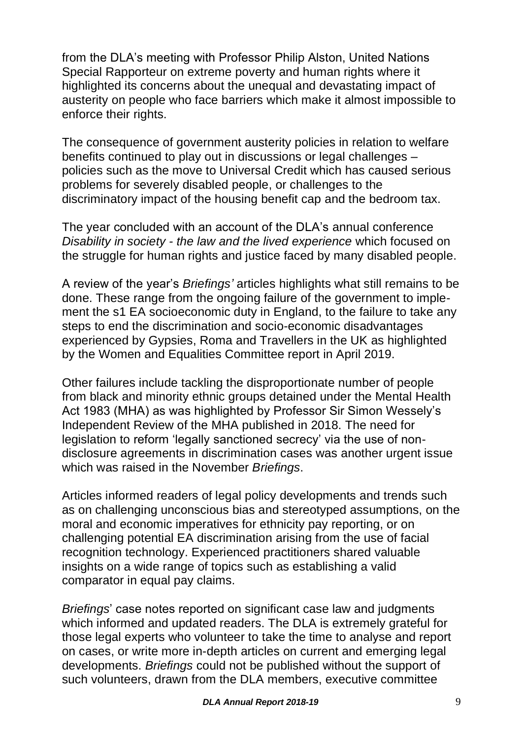from the DLA's meeting with Professor Philip Alston, United Nations Special Rapporteur on extreme poverty and human rights where it highlighted its concerns about the unequal and devastating impact of austerity on people who face barriers which make it almost impossible to enforce their rights.

The consequence of government austerity policies in relation to welfare benefits continued to play out in discussions or legal challenges – policies such as the move to Universal Credit which has caused serious problems for severely disabled people, or challenges to the discriminatory impact of the housing benefit cap and the bedroom tax.

The year concluded with an account of the DLA's annual conference *Disability in society - the law and the lived experience* which focused on the struggle for human rights and justice faced by many disabled people.

A review of the year's *Briefings'* articles highlights what still remains to be done. These range from the ongoing failure of the government to implement the s1 EA socioeconomic duty in England, to the failure to take any steps to end the discrimination and socio-economic disadvantages experienced by Gypsies, Roma and Travellers in the UK as highlighted by the Women and Equalities Committee report in April 2019.

Other failures include tackling the disproportionate number of people from black and minority ethnic groups detained under the Mental Health Act 1983 (MHA) as was highlighted by Professor Sir Simon Wessely's Independent Review of the MHA published in 2018. The need for legislation to reform 'legally sanctioned secrecy' via the use of non-disclosure agreements in discrimination cases was another urgent issue which was raised in the November *Briefings*.

Articles informed readers of legal policy developments and trends such as on challenging unconscious bias and stereotyped assumptions, on the moral and economic imperatives for ethnicity pay reporting, or on challenging potential EA discrimination arising from the use of facial recognition technology. Experienced practitioners shared valuable insights on a wide range of topics such as establishing a valid comparator in equal pay claims.

*Briefings*' case notes reported on significant case law and judgments which informed and updated readers. The DLA is extremely grateful for those legal experts who volunteer to take the time to analyse and report on cases, or write more in-depth articles on current and emerging legal developments. *Briefings* could not be published without the support of such volunteers, drawn from the DLA members, executive committee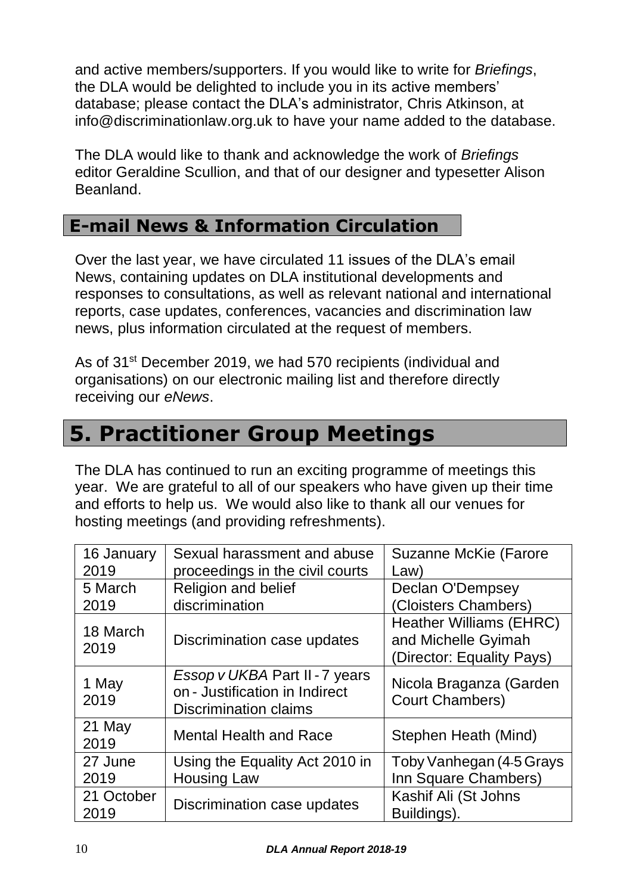and active members/supporters. If you would like to write for *Briefings*, the DLA would be delighted to include you in its active members' database; please contact the DLA's administrator, Chris Atkinson, at info@discriminationlaw.org.uk to have your name added to the database.

The DLA would like to thank and acknowledge the work of *Briefings* editor Geraldine Scullion, and that of our designer and typesetter Alison Beanland.

## E-mail News & Information Circulation

Over the last year, we have circulated 11 issues of the DLA's email News, containing updates on DLA institutional developments and responses to consultations, as well as relevant national and international reports, case updates, conferences, vacancies and discrimination law news, plus information circulated at the request of members.

As of 31st December 2019, we had 570 recipients (individual and organisations) on our electronic mailing list and therefore directly receiving our *eNews*.

# 5. Practitioner Group Meetings

The DLA has continued to run an exciting programme of meetings this year. We are grateful to all of our speakers who have given up their time and efforts to help us. We would also like to thank all our venues for hosting meetings (and providing refreshments).

| Date | Topic | Speaker |
|---|---|---|
| 16 January 2019 | Sexual harassment and abuse proceedings in the civil courts | Suzanne McKie (Farore Law) |
| 5 March 2019 | Religion and belief discrimination | Declan O'Dempsey (Cloisters Chambers) |
| 18 March 2019 | Discrimination case updates | Heather Williams (EHRC) and Michelle Gyimah (Director: Equality Pays) |
| 1 May 2019 | *Essop v UKBA* Part II - 7 years on - Justification in Indirect Discrimination claims | Nicola Braganza (Garden Court Chambers) |
| 21 May 2019 | Mental Health and Race | Stephen Heath (Mind) |
| 27 June 2019 | Using the Equality Act 2010 in Housing Law | Toby Vanhegan (4-5 Grays Inn Square Chambers) |
| 21 October 2019 | Discrimination case updates | Kashif Ali (St Johns Buildings). |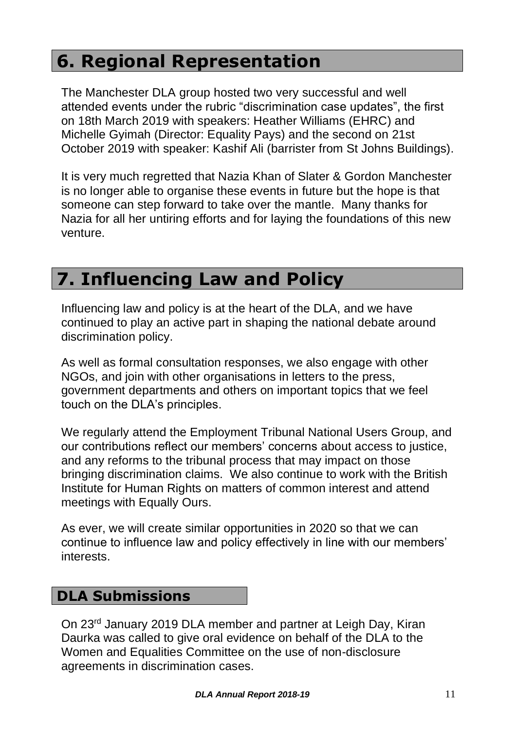## 6. Regional Representation

The Manchester DLA group hosted two very successful and well attended events under the rubric "discrimination case updates", the first on 18th March 2019 with speakers: Heather Williams (EHRC) and Michelle Gyimah (Director: Equality Pays) and the second on 21st October 2019 with speaker: Kashif Ali (barrister from St Johns Buildings).

It is very much regretted that Nazia Khan of Slater & Gordon Manchester is no longer able to organise these events in future but the hope is that someone can step forward to take over the mantle. Many thanks for Nazia for all her untiring efforts and for laying the foundations of this new venture.

## 7. Influencing Law and Policy

Influencing law and policy is at the heart of the DLA, and we have continued to play an active part in shaping the national debate around discrimination policy.

As well as formal consultation responses, we also engage with other NGOs, and join with other organisations in letters to the press, government departments and others on important topics that we feel touch on the DLA's principles.

We regularly attend the Employment Tribunal National Users Group, and our contributions reflect our members' concerns about access to justice, and any reforms to the tribunal process that may impact on those bringing discrimination claims. We also continue to work with the British Institute for Human Rights on matters of common interest and attend meetings with Equally Ours.

As ever, we will create similar opportunities in 2020 so that we can continue to influence law and policy effectively in line with our members' interests.

### DLA Submissions

On 23rd January 2019 DLA member and partner at Leigh Day, Kiran Daurka was called to give oral evidence on behalf of the DLA to the Women and Equalities Committee on the use of non-disclosure agreements in discrimination cases.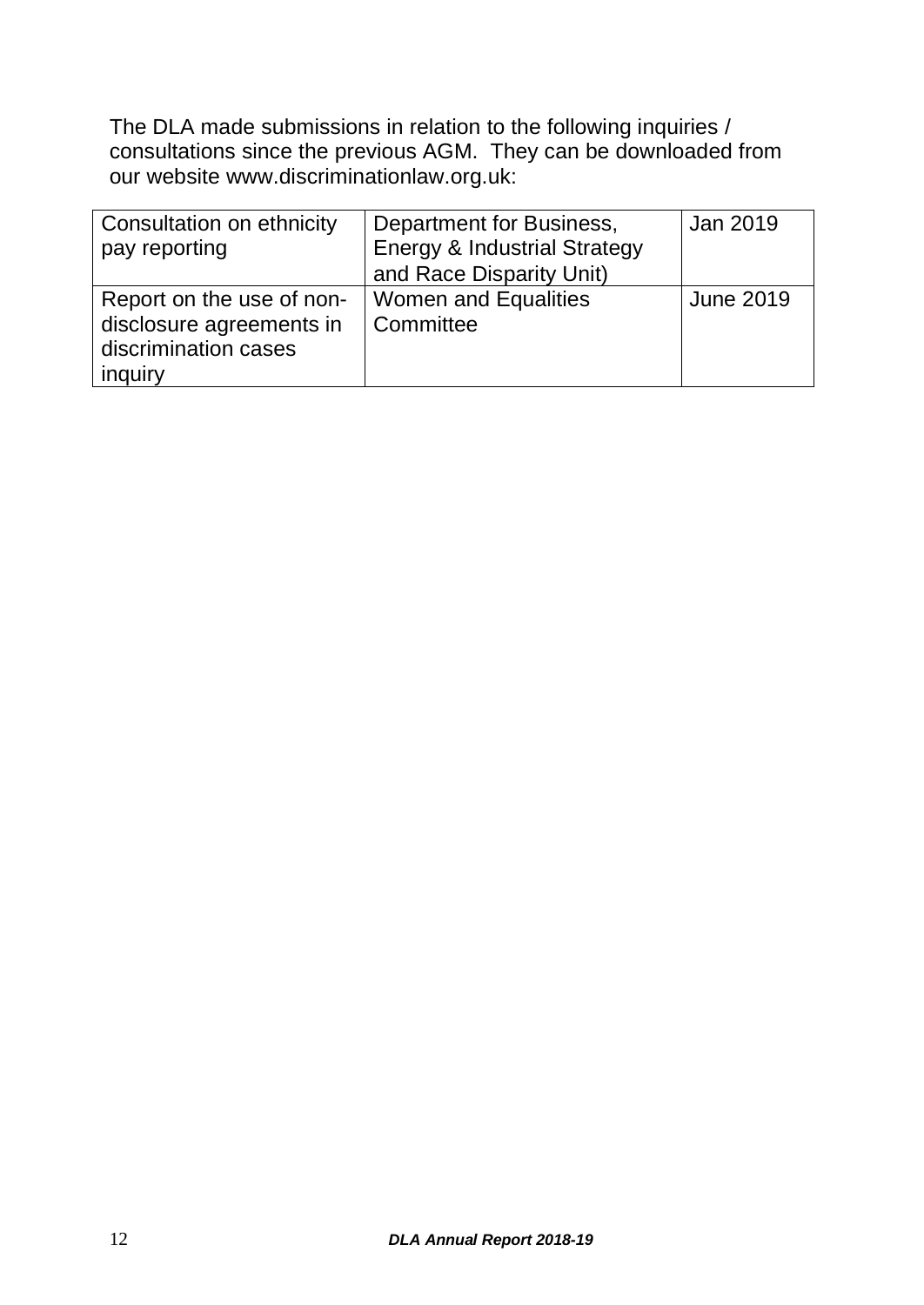The DLA made submissions in relation to the following inquiries / consultations since the previous AGM. They can be downloaded from our website www.discriminationlaw.org.uk:

| | | |
|---|---|---|
| Consultation on ethnicity pay reporting | Department for Business, Energy & Industrial Strategy and Race Disparity Unit) | Jan 2019 |
| Report on the use of non-disclosure agreements in discrimination cases inquiry | Women and Equalities Committee | June 2019 |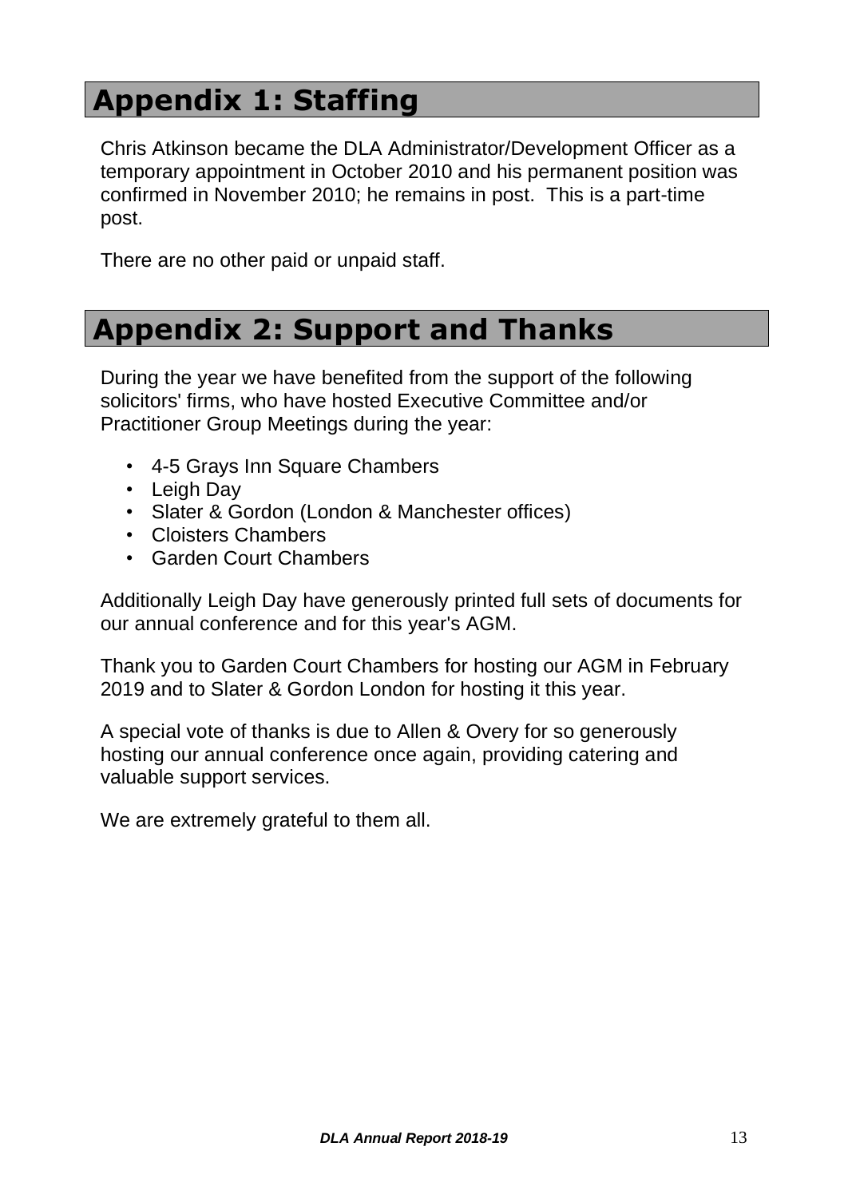# Appendix 1: Staffing

Chris Atkinson became the DLA Administrator/Development Officer as a temporary appointment in October 2010 and his permanent position was confirmed in November 2010; he remains in post. This is a part-time post.

There are no other paid or unpaid staff.

# Appendix 2: Support and Thanks

During the year we have benefited from the support of the following solicitors' firms, who have hosted Executive Committee and/or Practitioner Group Meetings during the year:

- 4-5 Grays Inn Square Chambers
- Leigh Day
- Slater & Gordon (London & Manchester offices)
- Cloisters Chambers
- Garden Court Chambers

Additionally Leigh Day have generously printed full sets of documents for our annual conference and for this year's AGM.

Thank you to Garden Court Chambers for hosting our AGM in February 2019 and to Slater & Gordon London for hosting it this year.

A special vote of thanks is due to Allen & Overy for so generously hosting our annual conference once again, providing catering and valuable support services.

We are extremely grateful to them all.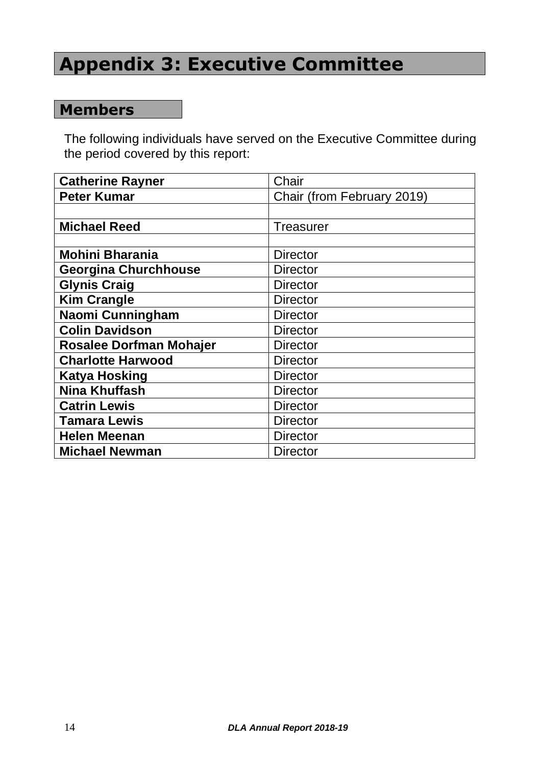# Appendix 3: Executive Committee

## Members

The following individuals have served on the Executive Committee during the period covered by this report:

| | |
|---|---|
| **Catherine Rayner** | Chair |
| **Peter Kumar** | Chair (from February 2019) |
| | |
| **Michael Reed** | Treasurer |
| | |
| **Mohini Bharania** | Director |
| **Georgina Churchhouse** | Director |
| **Glynis Craig** | Director |
| **Kim Crangle** | Director |
| **Naomi Cunningham** | Director |
| **Colin Davidson** | Director |
| **Rosalee Dorfman Mohajer** | Director |
| **Charlotte Harwood** | Director |
| **Katya Hosking** | Director |
| **Nina Khuffash** | Director |
| **Catrin Lewis** | Director |
| **Tamara Lewis** | Director |
| **Helen Meenan** | Director |
| **Michael Newman** | Director |